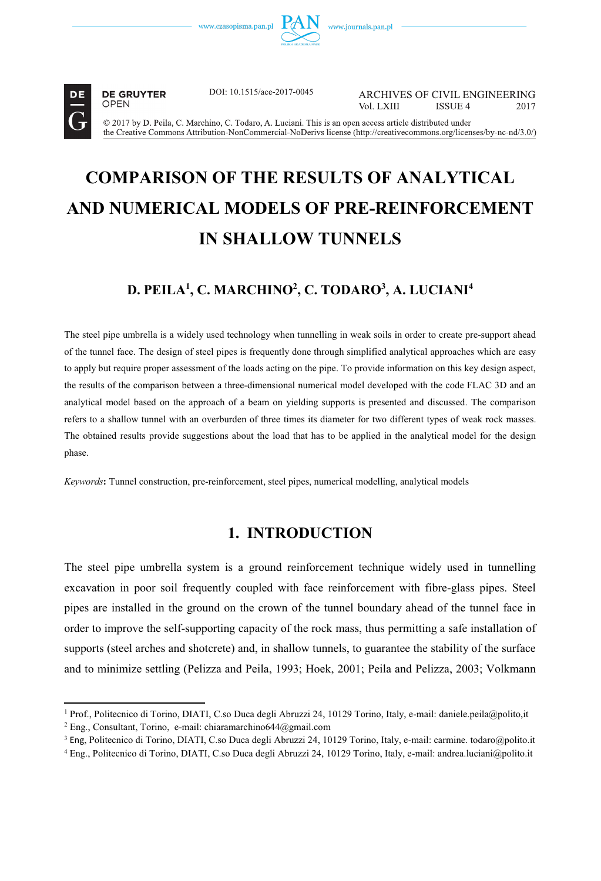DOI: 10.1515/ace-2017-0045

ARCHIVES OF CIVIL ENGINEERING
Vol. LXIII ISSUE 4 2017

© 2017 by D. Peila, C. Marchino, C. Todaro, A. Luciani. This is an open access article distributed under the Creative Commons Attribution-NonCommercial-NoDerivs license (http://creativecommons.org/licenses/by-nc-nd/3.0/)

# COMPARISON OF THE RESULTS OF ANALYTICAL AND NUMERICAL MODELS OF PRE-REINFORCEMENT IN SHALLOW TUNNELS

## D. PEILA[1], C. MARCHINO[2], C. TODARO[3], A. LUCIANI[4]

The steel pipe umbrella is a widely used technology when tunnelling in weak soils in order to create pre-support ahead of the tunnel face. The design of steel pipes is frequently done through simplified analytical approaches which are easy to apply but require proper assessment of the loads acting on the pipe. To provide information on this key design aspect, the results of the comparison between a three-dimensional numerical model developed with the code FLAC 3D and an analytical model based on the approach of a beam on yielding supports is presented and discussed. The comparison refers to a shallow tunnel with an overburden of three times its diameter for two different types of weak rock masses. The obtained results provide suggestions about the load that has to be applied in the analytical model for the design phase.

*Keywords*: Tunnel construction, pre-reinforcement, steel pipes, numerical modelling, analytical models

## 1. INTRODUCTION

The steel pipe umbrella system is a ground reinforcement technique widely used in tunnelling excavation in poor soil frequently coupled with face reinforcement with fibre-glass pipes. Steel pipes are installed in the ground on the crown of the tunnel boundary ahead of the tunnel face in order to improve the self-supporting capacity of the rock mass, thus permitting a safe installation of supports (steel arches and shotcrete) and, in shallow tunnels, to guarantee the stability of the surface and to minimize settling (Pelizza and Peila, 1993; Hoek, 2001; Peila and Pelizza, 2003; Volkmann

---

[1] Prof., Politecnico di Torino, DIATI, C.so Duca degli Abruzzi 24, 10129 Torino, Italy, e-mail: daniele.peila@polito,it

[2] Eng., Consultant, Torino, e-mail: chiaramarchino644@gmail.com

[3] Eng, Politecnico di Torino, DIATI, C.so Duca degli Abruzzi 24, 10129 Torino, Italy, e-mail: carmine. todaro@polito.it

[4] Eng., Politecnico di Torino, DIATI, C.so Duca degli Abruzzi 24, 10129 Torino, Italy, e-mail: andrea.luciani@polito.it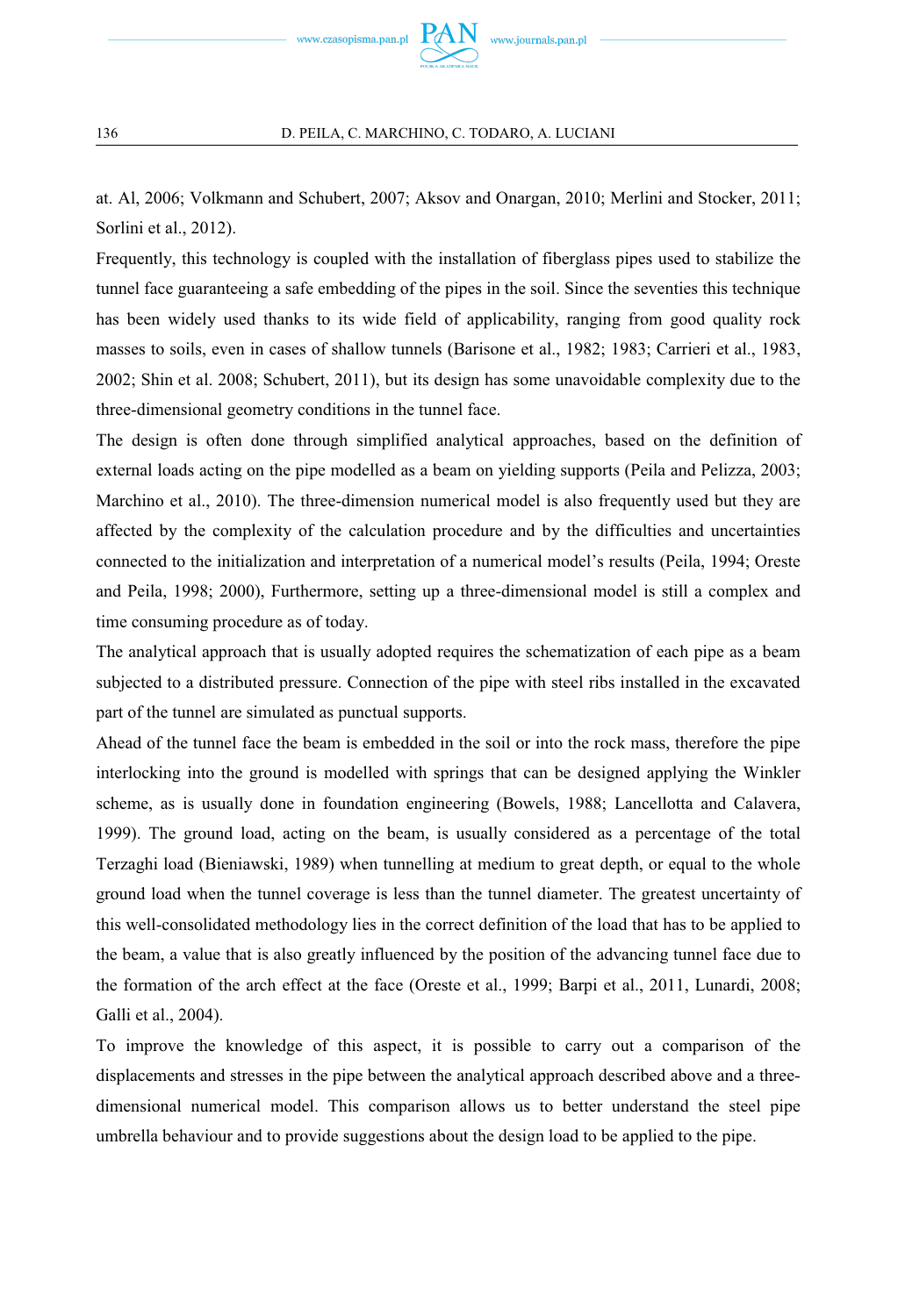at. Al, 2006; Volkmann and Schubert, 2007; Aksov and Onargan, 2010; Merlini and Stocker, 2011; Sorlini et al., 2012).

Frequently, this technology is coupled with the installation of fiberglass pipes used to stabilize the tunnel face guaranteeing a safe embedding of the pipes in the soil. Since the seventies this technique has been widely used thanks to its wide field of applicability, ranging from good quality rock masses to soils, even in cases of shallow tunnels (Barisone et al., 1982; 1983; Carrieri et al., 1983, 2002; Shin et al. 2008; Schubert, 2011), but its design has some unavoidable complexity due to the three-dimensional geometry conditions in the tunnel face.

The design is often done through simplified analytical approaches, based on the definition of external loads acting on the pipe modelled as a beam on yielding supports (Peila and Pelizza, 2003; Marchino et al., 2010). The three-dimension numerical model is also frequently used but they are affected by the complexity of the calculation procedure and by the difficulties and uncertainties connected to the initialization and interpretation of a numerical model's results (Peila, 1994; Oreste and Peila, 1998; 2000), Furthermore, setting up a three-dimensional model is still a complex and time consuming procedure as of today.

The analytical approach that is usually adopted requires the schematization of each pipe as a beam subjected to a distributed pressure. Connection of the pipe with steel ribs installed in the excavated part of the tunnel are simulated as punctual supports.

Ahead of the tunnel face the beam is embedded in the soil or into the rock mass, therefore the pipe interlocking into the ground is modelled with springs that can be designed applying the Winkler scheme, as is usually done in foundation engineering (Bowels, 1988; Lancellotta and Calavera, 1999). The ground load, acting on the beam, is usually considered as a percentage of the total Terzaghi load (Bieniawski, 1989) when tunnelling at medium to great depth, or equal to the whole ground load when the tunnel coverage is less than the tunnel diameter. The greatest uncertainty of this well-consolidated methodology lies in the correct definition of the load that has to be applied to the beam, a value that is also greatly influenced by the position of the advancing tunnel face due to the formation of the arch effect at the face (Oreste et al., 1999; Barpi et al., 2011, Lunardi, 2008; Galli et al., 2004).

To improve the knowledge of this aspect, it is possible to carry out a comparison of the displacements and stresses in the pipe between the analytical approach described above and a three-dimensional numerical model. This comparison allows us to better understand the steel pipe umbrella behaviour and to provide suggestions about the design load to be applied to the pipe.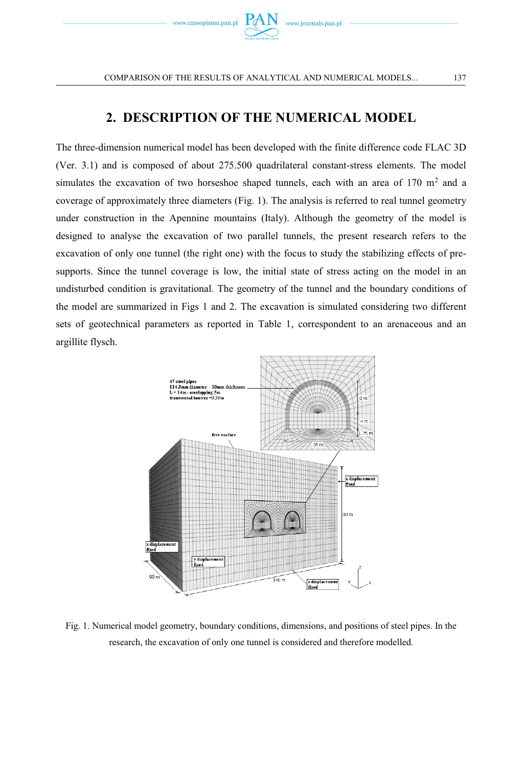## 2. DESCRIPTION OF THE NUMERICAL MODEL

The three-dimension numerical model has been developed with the finite difference code FLAC 3D (Ver. 3.1) and is composed of about 275.500 quadrilateral constant-stress elements. The model simulates the excavation of two horseshoe shaped tunnels, each with an area of 170 m$^2$ and a coverage of approximately three diameters (Fig. 1). The analysis is referred to real tunnel geometry under construction in the Apennine mountains (Italy). Although the geometry of the model is designed to analyse the excavation of two parallel tunnels, the present research refers to the excavation of only one tunnel (the right one) with the focus to study the stabilizing effects of pre-supports. Since the tunnel coverage is low, the initial state of stress acting on the model in an undisturbed condition is gravitational. The geometry of the tunnel and the boundary conditions of the model are summarized in Figs 1 and 2. The excavation is simulated considering two different sets of geotechnical parameters as reported in Table 1, correspondent to an arenaceous and an argillite flysch.

Fig. 1. Numerical model geometry, boundary conditions, dimensions, and positions of steel pipes. In the research, the excavation of only one tunnel is considered and therefore modelled.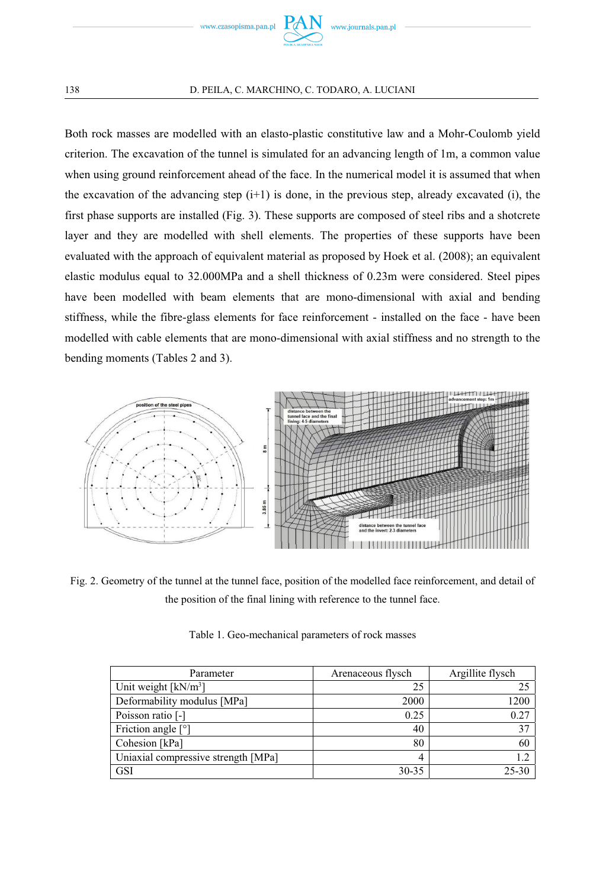Both rock masses are modelled with an elasto-plastic constitutive law and a Mohr-Coulomb yield criterion. The excavation of the tunnel is simulated for an advancing length of 1m, a common value when using ground reinforcement ahead of the face. In the numerical model it is assumed that when the excavation of the advancing step (i+1) is done, in the previous step, already excavated (i), the first phase supports are installed (Fig. 3). These supports are composed of steel ribs and a shotcrete layer and they are modelled with shell elements. The properties of these supports have been evaluated with the approach of equivalent material as proposed by Hoek et al. (2008); an equivalent elastic modulus equal to 32.000MPa and a shell thickness of 0.23m were considered. Steel pipes have been modelled with beam elements that are mono-dimensional with axial and bending stiffness, while the fibre-glass elements for face reinforcement - installed on the face - have been modelled with cable elements that are mono-dimensional with axial stiffness and no strength to the bending moments (Tables 2 and 3).

Fig. 2. Geometry of the tunnel at the tunnel face, position of the modelled face reinforcement, and detail of the position of the final lining with reference to the tunnel face.

Table 1. Geo-mechanical parameters of rock masses

| Parameter | Arenaceous flysch | Argillite flysch |
|---|---|---|
| Unit weight [kN/m$^3$] | 25 | 25 |
| Deformability modulus [MPa] | 2000 | 1200 |
| Poisson ratio [-] | 0.25 | 0.27 |
| Friction angle [°] | 40 | 37 |
| Cohesion [kPa] | 80 | 60 |
| Uniaxial compressive strength [MPa] | 4 | 1.2 |
| GSI | 30-35 | 25-30 |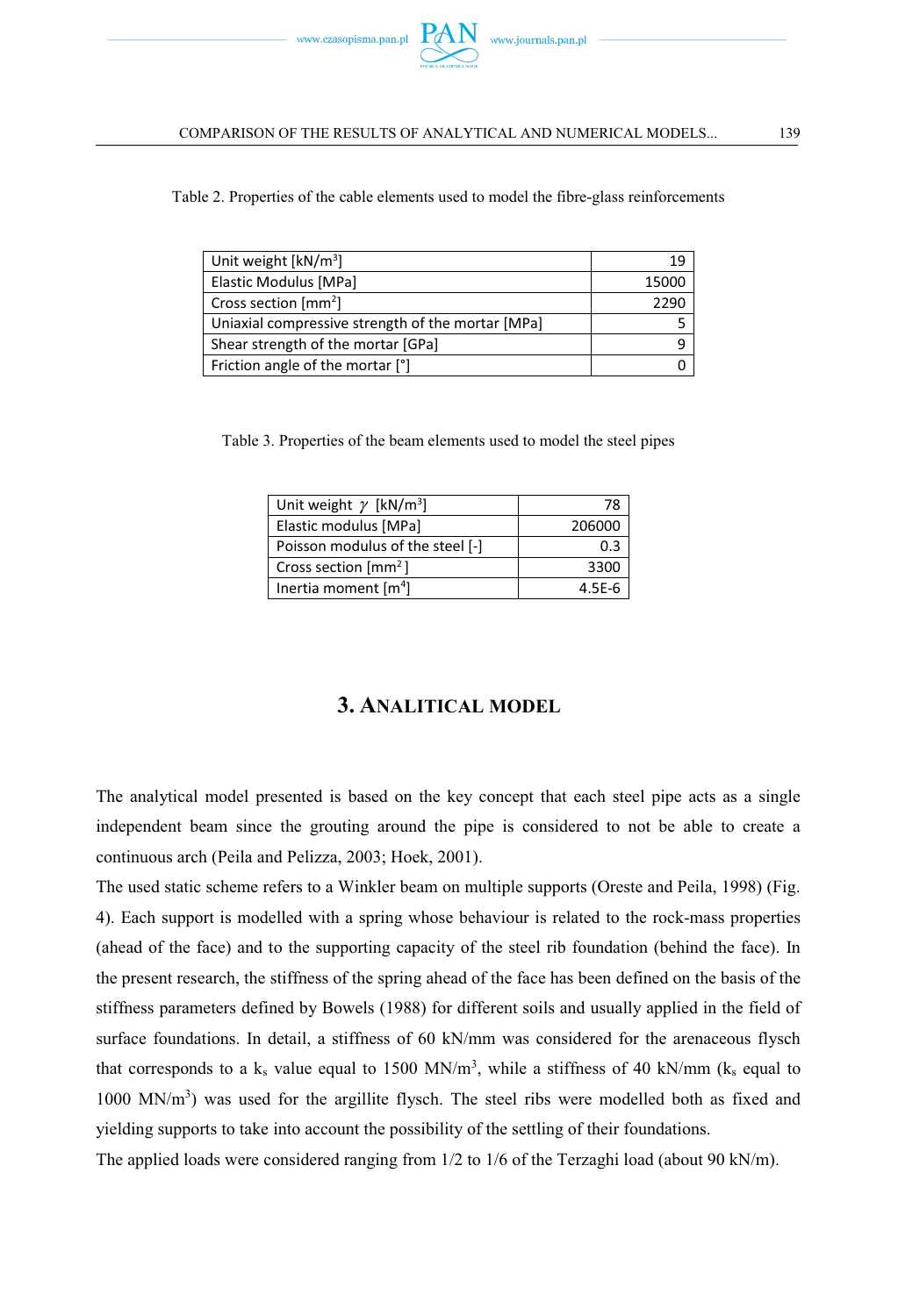Table 2. Properties of the cable elements used to model the fibre-glass reinforcements

| | |
|---|---|
| Unit weight [kN/m$^3$] | 19 |
| Elastic Modulus [MPa] | 15000 |
| Cross section [mm$^2$] | 2290 |
| Uniaxial compressive strength of the mortar [MPa] | 5 |
| Shear strength of the mortar [GPa] | 9 |
| Friction angle of the mortar [°] | 0 |

Table 3. Properties of the beam elements used to model the steel pipes

| | |
|---|---|
| Unit weight $\gamma$ [kN/m$^3$] | 78 |
| Elastic modulus [MPa] | 206000 |
| Poisson modulus of the steel [-] | 0.3 |
| Cross section [mm$^2$] | 3300 |
| Inertia moment [m$^4$] | 4.5E-6 |

## 3. ANALITICAL MODEL

The analytical model presented is based on the key concept that each steel pipe acts as a single independent beam since the grouting around the pipe is considered to not be able to create a continuous arch (Peila and Pelizza, 2003; Hoek, 2001).

The used static scheme refers to a Winkler beam on multiple supports (Oreste and Peila, 1998) (Fig. 4). Each support is modelled with a spring whose behaviour is related to the rock-mass properties (ahead of the face) and to the supporting capacity of the steel rib foundation (behind the face). In the present research, the stiffness of the spring ahead of the face has been defined on the basis of the stiffness parameters defined by Bowels (1988) for different soils and usually applied in the field of surface foundations. In detail, a stiffness of 60 kN/mm was considered for the arenaceous flysch that corresponds to a $k_s$ value equal to 1500 MN/m$^3$, while a stiffness of 40 kN/mm ($k_s$ equal to 1000 MN/m$^3$) was used for the argillite flysch. The steel ribs were modelled both as fixed and yielding supports to take into account the possibility of the settling of their foundations.

The applied loads were considered ranging from 1/2 to 1/6 of the Terzaghi load (about 90 kN/m).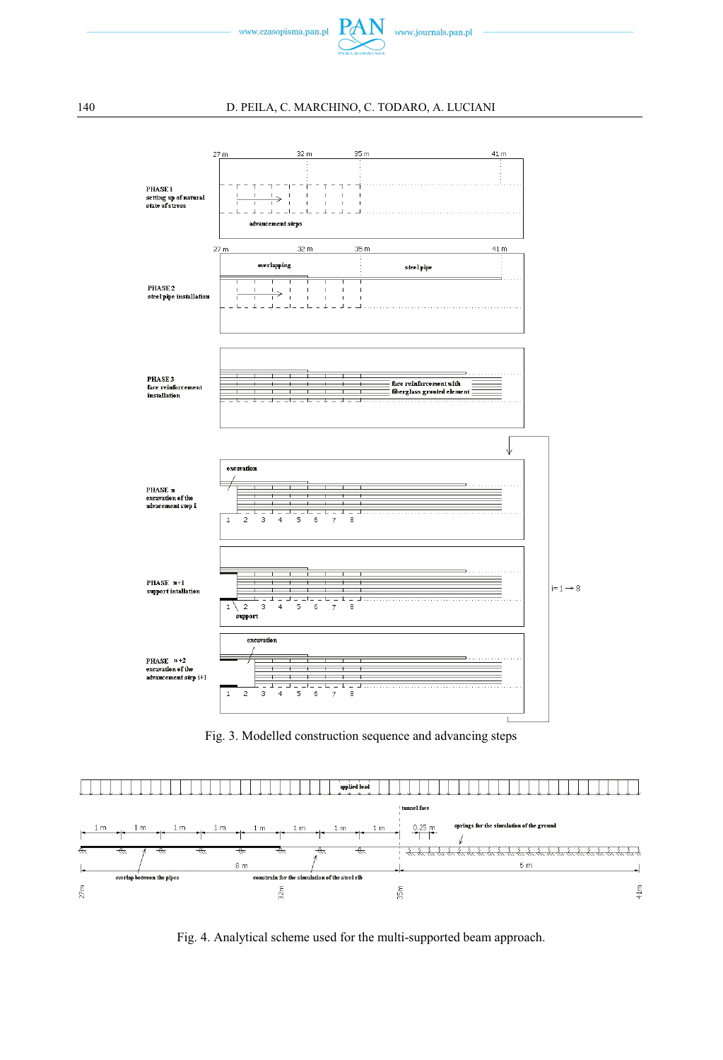Fig. 3. Modelled construction sequence and advancing steps

Fig. 4. Analytical scheme used for the multi-supported beam approach.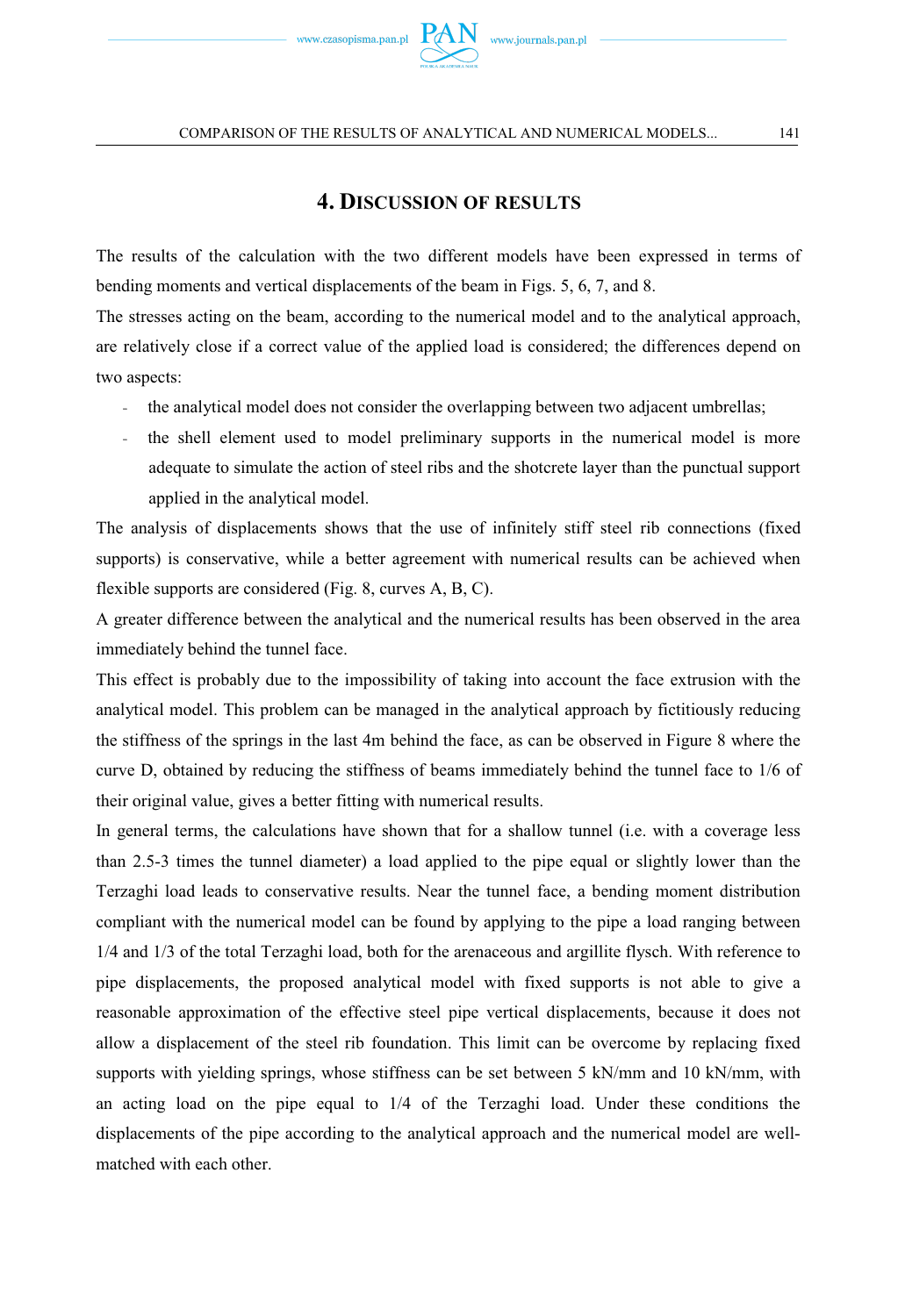## 4. Discussion of results

The results of the calculation with the two different models have been expressed in terms of bending moments and vertical displacements of the beam in Figs. 5, 6, 7, and 8.

The stresses acting on the beam, according to the numerical model and to the analytical approach, are relatively close if a correct value of the applied load is considered; the differences depend on two aspects:

- the analytical model does not consider the overlapping between two adjacent umbrellas;
- the shell element used to model preliminary supports in the numerical model is more adequate to simulate the action of steel ribs and the shotcrete layer than the punctual support applied in the analytical model.

The analysis of displacements shows that the use of infinitely stiff steel rib connections (fixed supports) is conservative, while a better agreement with numerical results can be achieved when flexible supports are considered (Fig. 8, curves A, B, C).

A greater difference between the analytical and the numerical results has been observed in the area immediately behind the tunnel face.

This effect is probably due to the impossibility of taking into account the face extrusion with the analytical model. This problem can be managed in the analytical approach by fictitiously reducing the stiffness of the springs in the last 4m behind the face, as can be observed in Figure 8 where the curve D, obtained by reducing the stiffness of beams immediately behind the tunnel face to 1/6 of their original value, gives a better fitting with numerical results.

In general terms, the calculations have shown that for a shallow tunnel (i.e. with a coverage less than 2.5-3 times the tunnel diameter) a load applied to the pipe equal or slightly lower than the Terzaghi load leads to conservative results. Near the tunnel face, a bending moment distribution compliant with the numerical model can be found by applying to the pipe a load ranging between 1/4 and 1/3 of the total Terzaghi load, both for the arenaceous and argillite flysch. With reference to pipe displacements, the proposed analytical model with fixed supports is not able to give a reasonable approximation of the effective steel pipe vertical displacements, because it does not allow a displacement of the steel rib foundation. This limit can be overcome by replacing fixed supports with yielding springs, whose stiffness can be set between 5 kN/mm and 10 kN/mm, with an acting load on the pipe equal to 1/4 of the Terzaghi load. Under these conditions the displacements of the pipe according to the analytical approach and the numerical model are well-matched with each other.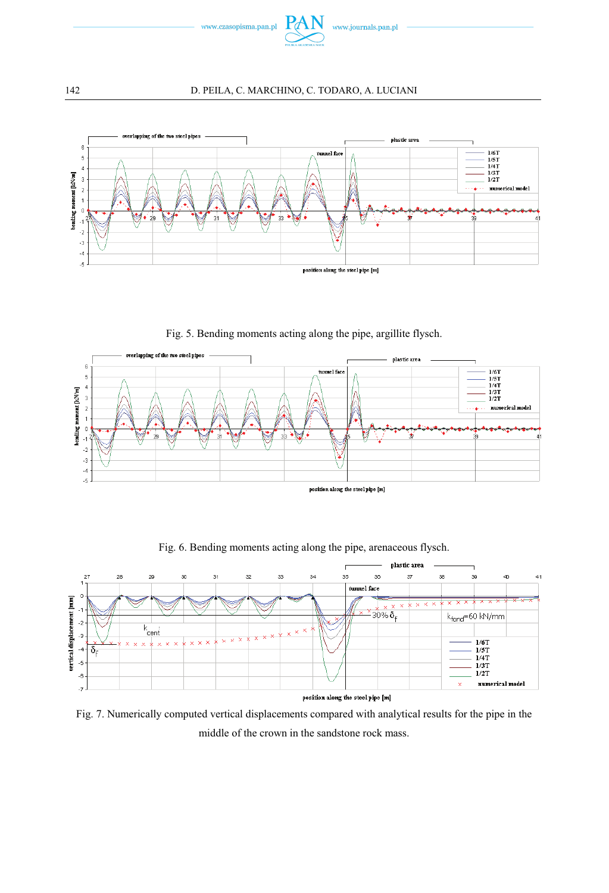Fig. 5. Bending moments acting along the pipe, argillite flysch.

Fig. 6. Bending moments acting along the pipe, arenaceous flysch.

Fig. 7. Numerically computed vertical displacements compared with analytical results for the pipe in the middle of the crown in the sandstone rock mass.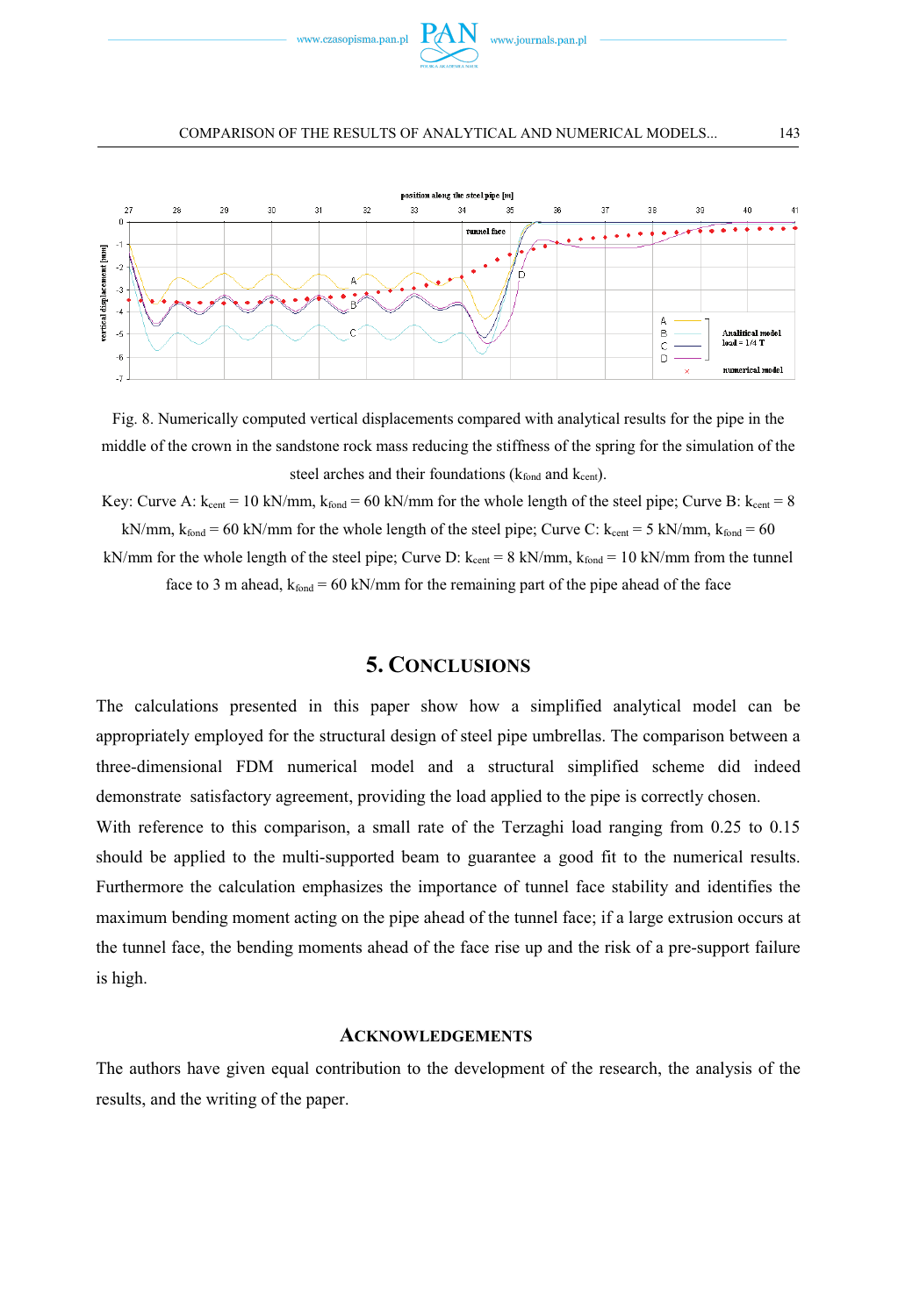Fig. 8. Numerically computed vertical displacements compared with analytical results for the pipe in the middle of the crown in the sandstone rock mass reducing the stiffness of the spring for the simulation of the steel arches and their foundations ($k_{fond}$ and $k_{cent}$).

Key: Curve A: $k_{cent}$ = 10 kN/mm, $k_{fond}$ = 60 kN/mm for the whole length of the steel pipe; Curve B: $k_{cent}$ = 8 kN/mm, $k_{fond}$ = 60 kN/mm for the whole length of the steel pipe; Curve C: $k_{cent}$ = 5 kN/mm, $k_{fond}$ = 60 kN/mm for the whole length of the steel pipe; Curve D: $k_{cent}$ = 8 kN/mm, $k_{fond}$ = 10 kN/mm from the tunnel face to 3 m ahead, $k_{fond}$ = 60 kN/mm for the remaining part of the pipe ahead of the face

## 5. Conclusions

The calculations presented in this paper show how a simplified analytical model can be appropriately employed for the structural design of steel pipe umbrellas. The comparison between a three-dimensional FDM numerical model and a structural simplified scheme did indeed demonstrate satisfactory agreement, providing the load applied to the pipe is correctly chosen.

With reference to this comparison, a small rate of the Terzaghi load ranging from 0.25 to 0.15 should be applied to the multi-supported beam to guarantee a good fit to the numerical results. Furthermore the calculation emphasizes the importance of tunnel face stability and identifies the maximum bending moment acting on the pipe ahead of the tunnel face; if a large extrusion occurs at the tunnel face, the bending moments ahead of the face rise up and the risk of a pre-support failure is high.

### Acknowledgements

The authors have given equal contribution to the development of the research, the analysis of the results, and the writing of the paper.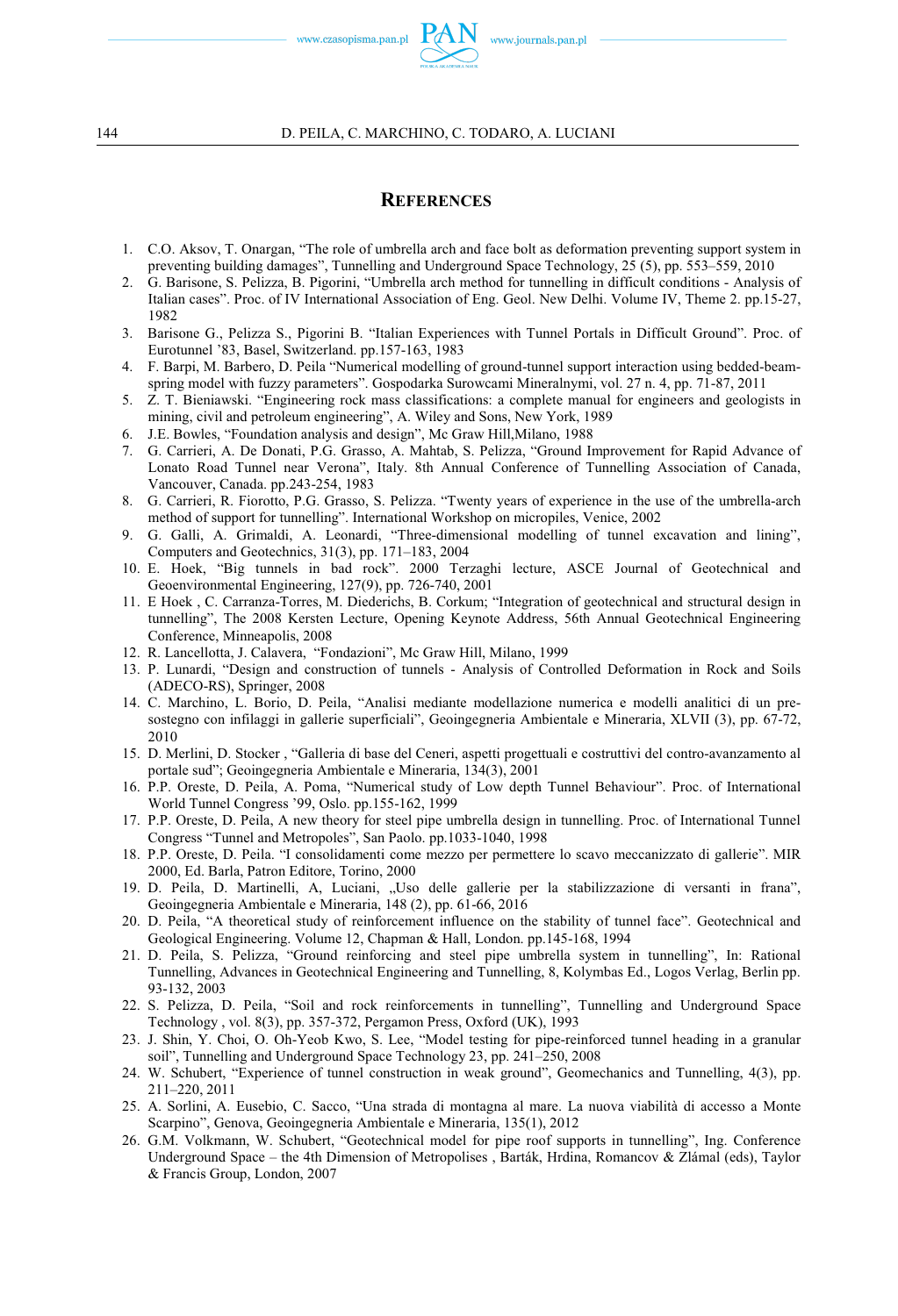## References

1. C.O. Aksov, T. Onargan, "The role of umbrella arch and face bolt as deformation preventing support system in preventing building damages", Tunnelling and Underground Space Technology, 25 (5), pp. 553–559, 2010
2. G. Barisone, S. Pelizza, B. Pigorini, "Umbrella arch method for tunnelling in difficult conditions - Analysis of Italian cases". Proc. of IV International Association of Eng. Geol. New Delhi. Volume IV, Theme 2. pp.15-27, 1982
3. Barisone G., Pelizza S., Pigorini B. "Italian Experiences with Tunnel Portals in Difficult Ground". Proc. of Eurotunnel '83, Basel, Switzerland. pp.157-163, 1983
4. F. Barpi, M. Barbero, D. Peila "Numerical modelling of ground-tunnel support interaction using bedded-beam-spring model with fuzzy parameters". Gospodarka Surowcami Mineralnymi, vol. 27 n. 4, pp. 71-87, 2011
5. Z. T. Bieniawski. "Engineering rock mass classifications: a complete manual for engineers and geologists in mining, civil and petroleum engineering", A. Wiley and Sons, New York, 1989
6. J.E. Bowles, "Foundation analysis and design", Mc Graw Hill,Milano, 1988
7. G. Carrieri, A. De Donati, P.G. Grasso, A. Mahtab, S. Pelizza, "Ground Improvement for Rapid Advance of Lonato Road Tunnel near Verona", Italy. 8th Annual Conference of Tunnelling Association of Canada, Vancouver, Canada. pp.243-254, 1983
8. G. Carrieri, R. Fiorotto, P.G. Grasso, S. Pelizza. "Twenty years of experience in the use of the umbrella-arch method of support for tunnelling". International Workshop on micropiles, Venice, 2002
9. G. Galli, A. Grimaldi, A. Leonardi, "Three-dimensional modelling of tunnel excavation and lining", Computers and Geotechnics, 31(3), pp. 171–183, 2004
10. E. Hoek, "Big tunnels in bad rock". 2000 Terzaghi lecture, ASCE Journal of Geotechnical and Geoenvironmental Engineering, 127(9), pp. 726-740, 2001
11. E Hoek , C. Carranza-Torres, M. Diederichs, B. Corkum; "Integration of geotechnical and structural design in tunnelling", The 2008 Kersten Lecture, Opening Keynote Address, 56th Annual Geotechnical Engineering Conference, Minneapolis, 2008
12. R. Lancellotta, J. Calavera, "Fondazioni", Mc Graw Hill, Milano, 1999
13. P. Lunardi, "Design and construction of tunnels - Analysis of Controlled Deformation in Rock and Soils (ADECO-RS), Springer, 2008
14. C. Marchino, L. Borio, D. Peila, "Analisi mediante modellazione numerica e modelli analitici di un pre-sostegno con infilaggi in gallerie superficiali", Geoingegneria Ambientale e Mineraria, XLVII (3), pp. 67-72, 2010
15. D. Merlini, D. Stocker , "Galleria di base del Ceneri, aspetti progettuali e costruttivi del contro-avanzamento al portale sud"; Geoingegneria Ambientale e Mineraria, 134(3), 2001
16. P.P. Oreste, D. Peila, A. Poma, "Numerical study of Low depth Tunnel Behaviour". Proc. of International World Tunnel Congress '99, Oslo. pp.155-162, 1999
17. P.P. Oreste, D. Peila, A new theory for steel pipe umbrella design in tunnelling. Proc. of International Tunnel Congress "Tunnel and Metropoles", San Paolo. pp.1033-1040, 1998
18. P.P. Oreste, D. Peila. "I consolidamenti come mezzo per permettere lo scavo meccanizzato di gallerie". MIR 2000, Ed. Barla, Patron Editore, Torino, 2000
19. D. Peila, D. Martinelli, A, Luciani, „Uso delle gallerie per la stabilizzazione di versanti in frana", Geoingegneria Ambientale e Mineraria, 148 (2), pp. 61-66, 2016
20. D. Peila, "A theoretical study of reinforcement influence on the stability of tunnel face". Geotechnical and Geological Engineering. Volume 12, Chapman & Hall, London. pp.145-168, 1994
21. D. Peila, S. Pelizza, "Ground reinforcing and steel pipe umbrella system in tunnelling", In: Rational Tunnelling, Advances in Geotechnical Engineering and Tunnelling, 8, Kolymbas Ed., Logos Verlag, Berlin pp. 93-132, 2003
22. S. Pelizza, D. Peila, "Soil and rock reinforcements in tunnelling", Tunnelling and Underground Space Technology , vol. 8(3), pp. 357-372, Pergamon Press, Oxford (UK), 1993
23. J. Shin, Y. Choi, O. Oh-Yeob Kwo, S. Lee, "Model testing for pipe-reinforced tunnel heading in a granular soil", Tunnelling and Underground Space Technology 23, pp. 241–250, 2008
24. W. Schubert, "Experience of tunnel construction in weak ground", Geomechanics and Tunnelling, 4(3), pp. 211–220, 2011
25. A. Sorlini, A. Eusebio, C. Sacco, "Una strada di montagna al mare. La nuova viabilità di accesso a Monte Scarpino", Genova, Geoingegneria Ambientale e Mineraria, 135(1), 2012
26. G.M. Volkmann, W. Schubert, "Geotechnical model for pipe roof supports in tunnelling", Ing. Conference Underground Space – the 4th Dimension of Metropolises , Barták, Hrdina, Romancov & Zlámal (eds), Taylor & Francis Group, London, 2007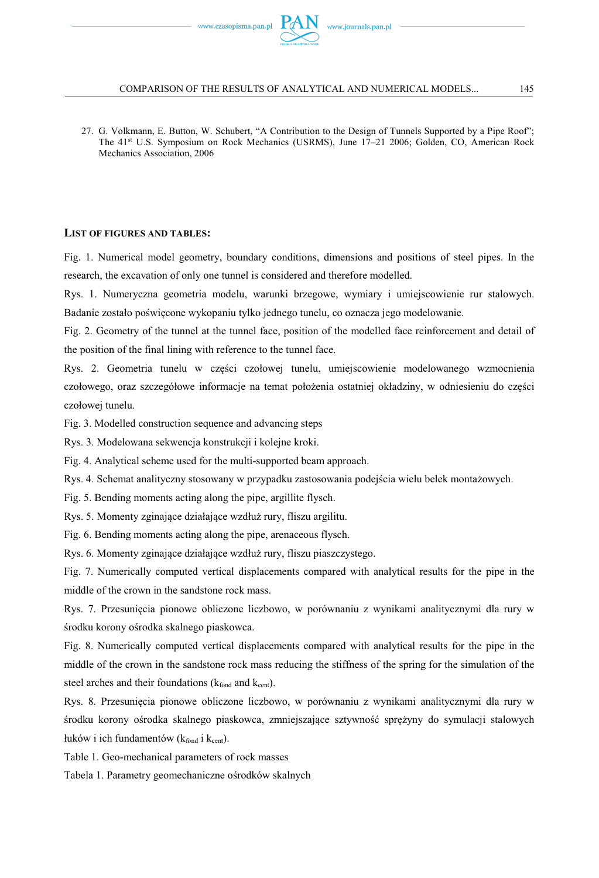27. G. Volkmann, E. Button, W. Schubert, "A Contribution to the Design of Tunnels Supported by a Pipe Roof"; The 41[st] U.S. Symposium on Rock Mechanics (USRMS), June 17–21 2006; Golden, CO, American Rock Mechanics Association, 2006

## List of figures and tables:

Fig. 1. Numerical model geometry, boundary conditions, dimensions and positions of steel pipes. In the research, the excavation of only one tunnel is considered and therefore modelled.

Rys. 1. Numeryczna geometria modelu, warunki brzegowe, wymiary i umiejscowienie rur stalowych. Badanie zostało poświęcone wykopaniu tylko jednego tunelu, co oznacza jego modelowanie.

Fig. 2. Geometry of the tunnel at the tunnel face, position of the modelled face reinforcement and detail of the position of the final lining with reference to the tunnel face.

Rys. 2. Geometria tunelu w części czołowej tunelu, umiejscowienie modelowanego wzmocnienia czołowego, oraz szczegółowe informacje na temat położenia ostatniej okładziny, w odniesieniu do części czołowej tunelu.

Fig. 3. Modelled construction sequence and advancing steps

Rys. 3. Modelowana sekwencja konstrukcji i kolejne kroki.

Fig. 4. Analytical scheme used for the multi-supported beam approach.

Rys. 4. Schemat analityczny stosowany w przypadku zastosowania podejścia wielu belek montażowych.

Fig. 5. Bending moments acting along the pipe, argillite flysch.

Rys. 5. Momenty zginające działające wzdłuż rury, fliszu argilitu.

Fig. 6. Bending moments acting along the pipe, arenaceous flysch.

Rys. 6. Momenty zginające działające wzdłuż rury, fliszu piaszczystego.

Fig. 7. Numerically computed vertical displacements compared with analytical results for the pipe in the middle of the crown in the sandstone rock mass.

Rys. 7. Przesunięcia pionowe obliczone liczbowo, w porównaniu z wynikami analitycznymi dla rury w środku korony ośrodka skalnego piaskowca.

Fig. 8. Numerically computed vertical displacements compared with analytical results for the pipe in the middle of the crown in the sandstone rock mass reducing the stiffness of the spring for the simulation of the steel arches and their foundations ($k_{fond}$ and $k_{cent}$).

Rys. 8. Przesunięcia pionowe obliczone liczbowo, w porównaniu z wynikami analitycznymi dla rury w środku korony ośrodka skalnego piaskowca, zmniejszające sztywność sprężyny do symulacji stalowych łuków i ich fundamentów ($k_{fond}$ i $k_{cent}$).

Table 1. Geo-mechanical parameters of rock masses

Tabela 1. Parametry geomechaniczne ośrodków skalnych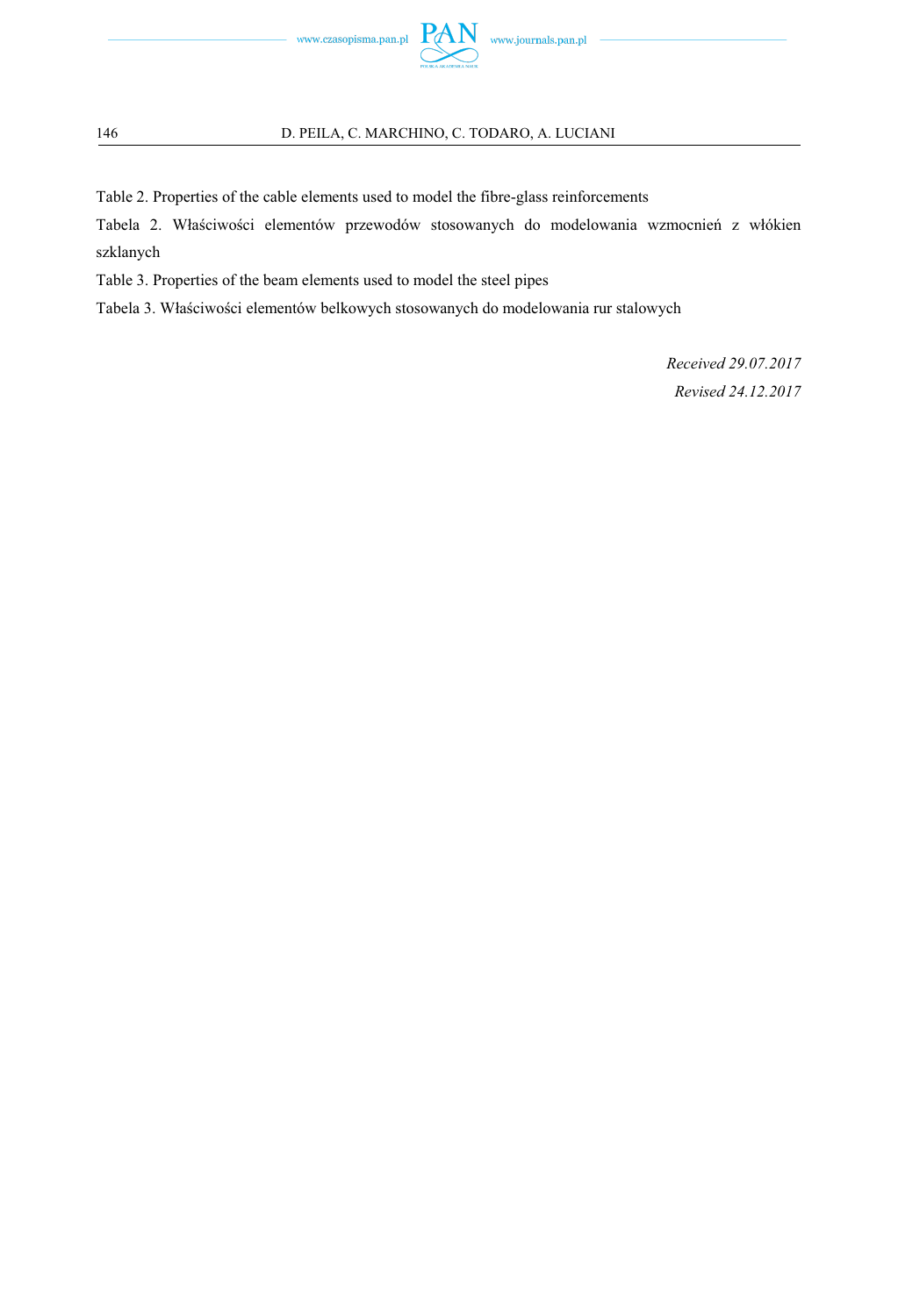Table 2. Properties of the cable elements used to model the fibre-glass reinforcements

Tabela 2. Właściwości elementów przewodów stosowanych do modelowania wzmocnień z włókien szklanych

Table 3. Properties of the beam elements used to model the steel pipes

Tabela 3. Właściwości elementów belkowych stosowanych do modelowania rur stalowych

*Received 29.07.2017*

*Revised 24.12.2017*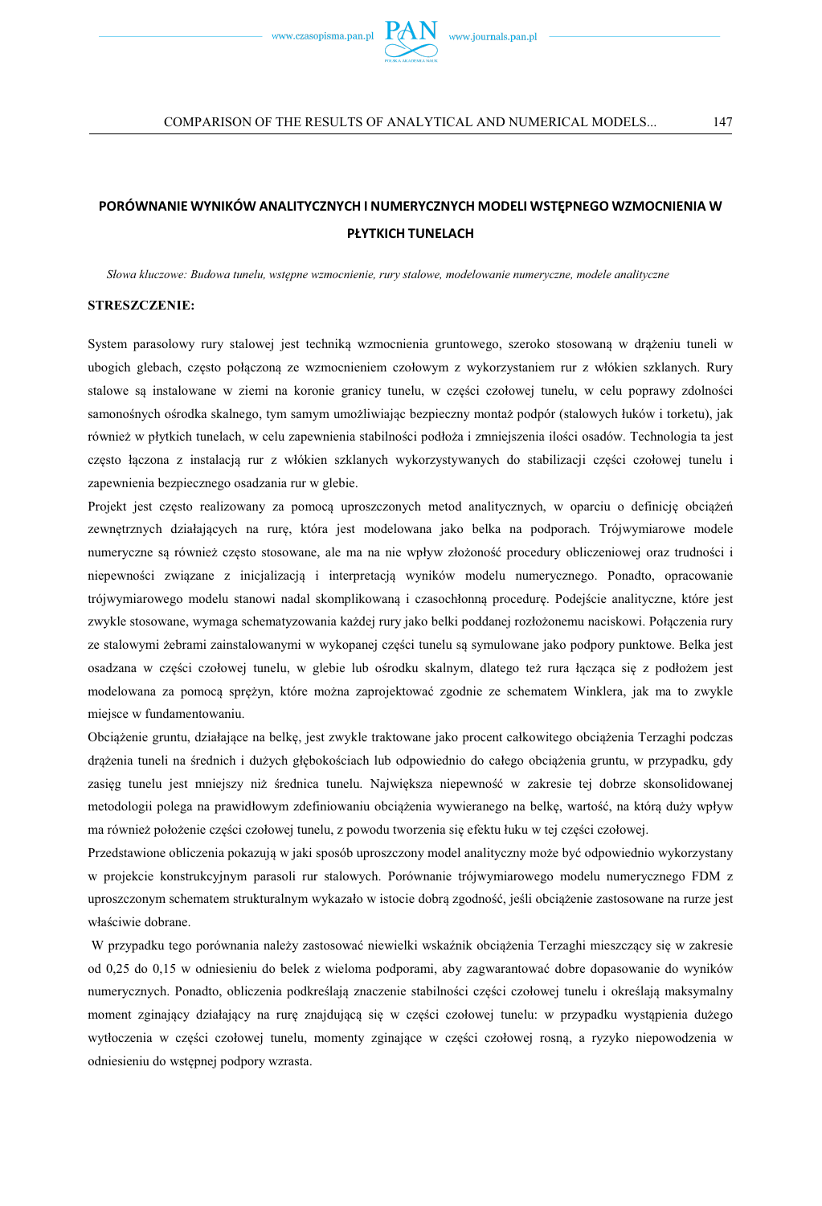## PORÓWNANIE WYNIKÓW ANALITYCZNYCH I NUMERYCZNYCH MODELI WSTĘPNEGO WZMOCNIENIA W PŁYTKICH TUNELACH

*Słowa kluczowe: Budowa tunelu, wstępne wzmocnienie, rury stalowe, modelowanie numeryczne, modele analityczne*

**STRESZCZENIE:**

System parasolowy rury stalowej jest techniką wzmocnienia gruntowego, szeroko stosowaną w drążeniu tuneli w ubogich glebach, często połączoną ze wzmocnieniem czołowym z wykorzystaniem rur z włókien szklanych. Rury stalowe są instalowane w ziemi na koronie granicy tunelu, w części czołowej tunelu, w celu poprawy zdolności samonośnych ośrodka skalnego, tym samym umożliwiając bezpieczny montaż podpór (stalowych łuków i torketu), jak również w płytkich tunelach, w celu zapewnienia stabilności podłoża i zmniejszenia ilości osadów. Technologia ta jest często łączona z instalacją rur z włókien szklanych wykorzystywanych do stabilizacji części czołowej tunelu i zapewnienia bezpiecznego osadzania rur w glebie.

Projekt jest często realizowany za pomocą uproszczonych metod analitycznych, w oparciu o definicję obciążeń zewnętrznych działających na rurę, która jest modelowana jako belka na podporach. Trójwymiarowe modele numeryczne są również często stosowane, ale ma na nie wpływ złożoność procedury obliczeniowej oraz trudności i niepewności związane z inicjalizacją i interpretacją wyników modelu numerycznego. Ponadto, opracowanie trójwymiarowego modelu stanowi nadal skomplikowaną i czasochłonną procedurę. Podejście analityczne, które jest zwykle stosowane, wymaga schematyzowania każdej rury jako belki poddanej rozłożonemu naciskowi. Połączenia rury ze stalowymi żebrami zainstalowanymi w wykopanej części tunelu są symulowane jako podpory punktowe. Belka jest osadzana w części czołowej tunelu, w glebie lub ośrodku skalnym, dlatego też rura łącząca się z podłożem jest modelowana za pomocą sprężyn, które można zaprojektować zgodnie ze schematem Winklera, jak ma to zwykle miejsce w fundamentowaniu.

Obciążenie gruntu, działające na belkę, jest zwykle traktowane jako procent całkowitego obciążenia Terzaghi podczas drążenia tuneli na średnich i dużych głębokościach lub odpowiednio do całego obciążenia gruntu, w przypadku, gdy zasięg tunelu jest mniejszy niż średnica tunelu. Największa niepewność w zakresie tej dobrze skonsolidowanej metodologii polega na prawidłowym zdefiniowaniu obciążenia wywieranego na belkę, wartość, na którą duży wpływ ma również położenie części czołowej tunelu, z powodu tworzenia się efektu łuku w tej części czołowej.

Przedstawione obliczenia pokazują w jaki sposób uproszczony model analityczny może być odpowiednio wykorzystany w projekcie konstrukcyjnym parasoli rur stalowych. Porównanie trójwymiarowego modelu numerycznego FDM z uproszczonym schematem strukturalnym wykazało w istocie dobrą zgodność, jeśli obciążenie zastosowane na rurze jest właściwie dobrane.

W przypadku tego porównania należy zastosować niewielki wskaźnik obciążenia Terzaghi mieszczący się w zakresie od 0,25 do 0,15 w odniesieniu do belek z wieloma podporami, aby zagwarantować dobre dopasowanie do wyników numerycznych. Ponadto, obliczenia podkreślają znaczenie stabilności części czołowej tunelu i określają maksymalny moment zginający działający na rurę znajdującą się w części czołowej tunelu: w przypadku wystąpienia dużego wytłoczenia w części czołowej tunelu, momenty zginające w części czołowej rosną, a ryzyko niepowodzenia w odniesieniu do wstępnej podpory wzrasta.